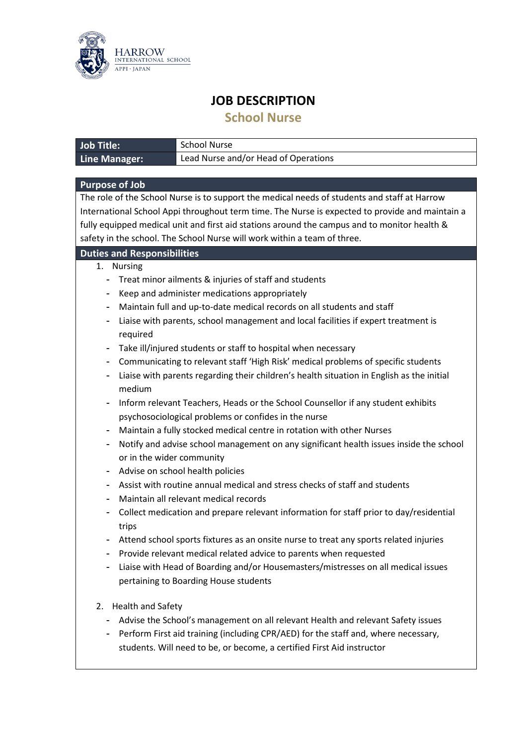HARROW
INTERNATIONAL SCHOOL
APPI · JAPAN

# JOB DESCRIPTION

## School Nurse

| **Job Title:** | School Nurse |
| --- | --- |
| **Line Manager:** | Lead Nurse and/or Head of Operations |

### Purpose of Job

The role of the School Nurse is to support the medical needs of students and staff at Harrow International School Appi throughout term time. The Nurse is expected to provide and maintain a fully equipped medical unit and first aid stations around the campus and to monitor health & safety in the school. The School Nurse will work within a team of three.

### Duties and Responsibilities

1. Nursing
   - Treat minor ailments & injuries of staff and students
   - Keep and administer medications appropriately
   - Maintain full and up-to-date medical records on all students and staff
   - Liaise with parents, school management and local facilities if expert treatment is required
   - Take ill/injured students or staff to hospital when necessary
   - Communicating to relevant staff 'High Risk' medical problems of specific students
   - Liaise with parents regarding their children's health situation in English as the initial medium
   - Inform relevant Teachers, Heads or the School Counsellor if any student exhibits psychosociological problems or confides in the nurse
   - Maintain a fully stocked medical centre in rotation with other Nurses
   - Notify and advise school management on any significant health issues inside the school or in the wider community
   - Advise on school health policies
   - Assist with routine annual medical and stress checks of staff and students
   - Maintain all relevant medical records
   - Collect medication and prepare relevant information for staff prior to day/residential trips
   - Attend school sports fixtures as an onsite nurse to treat any sports related injuries
   - Provide relevant medical related advice to parents when requested
   - Liaise with Head of Boarding and/or Housemasters/mistresses on all medical issues pertaining to Boarding House students

2. Health and Safety
   - Advise the School's management on all relevant Health and relevant Safety issues
   - Perform First aid training (including CPR/AED) for the staff and, where necessary, students. Will need to be, or become, a certified First Aid instructor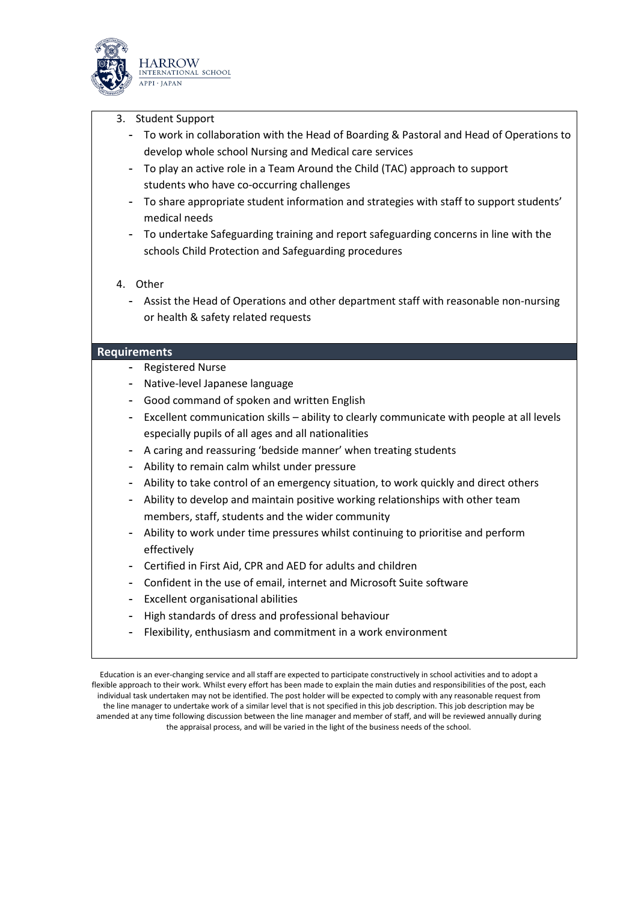3. Student Support
   - To work in collaboration with the Head of Boarding & Pastoral and Head of Operations to develop whole school Nursing and Medical care services
   - To play an active role in a Team Around the Child (TAC) approach to support students who have co-occurring challenges
   - To share appropriate student information and strategies with staff to support students' medical needs
   - To undertake Safeguarding training and report safeguarding concerns in line with the schools Child Protection and Safeguarding procedures

4. Other
   - Assist the Head of Operations and other department staff with reasonable non-nursing or health & safety related requests

## Requirements

- Registered Nurse
- Native-level Japanese language
- Good command of spoken and written English
- Excellent communication skills – ability to clearly communicate with people at all levels especially pupils of all ages and all nationalities
- A caring and reassuring 'bedside manner' when treating students
- Ability to remain calm whilst under pressure
- Ability to take control of an emergency situation, to work quickly and direct others
- Ability to develop and maintain positive working relationships with other team members, staff, students and the wider community
- Ability to work under time pressures whilst continuing to prioritise and perform effectively
- Certified in First Aid, CPR and AED for adults and children
- Confident in the use of email, internet and Microsoft Suite software
- Excellent organisational abilities
- High standards of dress and professional behaviour
- Flexibility, enthusiasm and commitment in a work environment

Education is an ever-changing service and all staff are expected to participate constructively in school activities and to adopt a flexible approach to their work. Whilst every effort has been made to explain the main duties and responsibilities of the post, each individual task undertaken may not be identified. The post holder will be expected to comply with any reasonable request from the line manager to undertake work of a similar level that is not specified in this job description. This job description may be amended at any time following discussion between the line manager and member of staff, and will be reviewed annually during the appraisal process, and will be varied in the light of the business needs of the school.